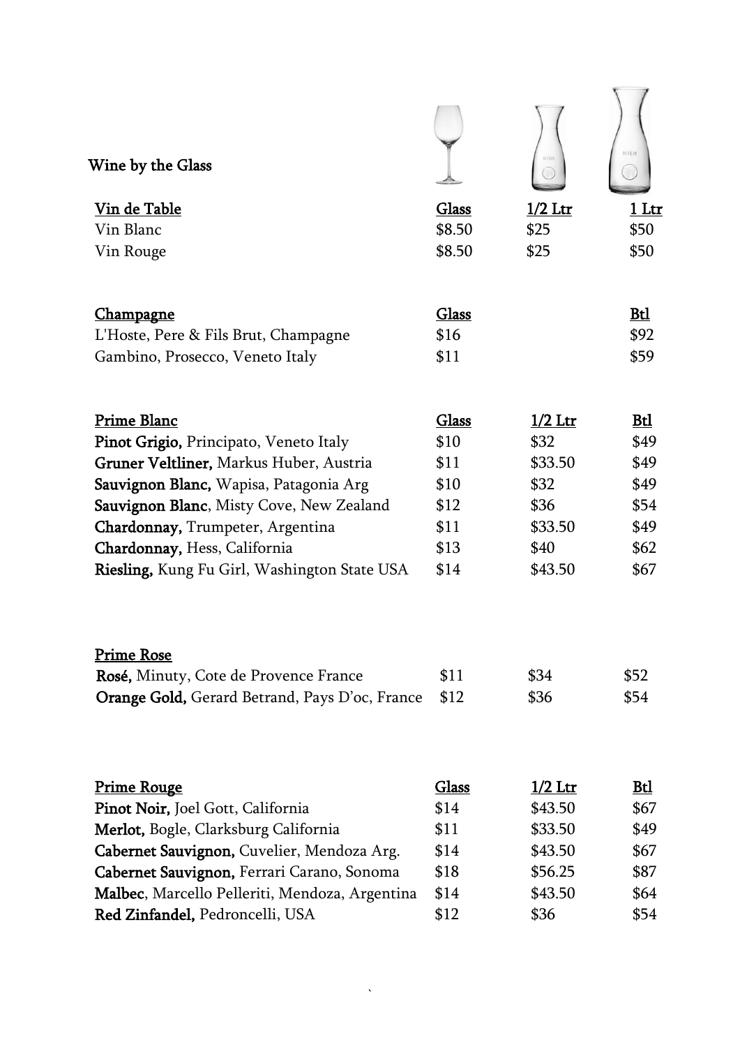# Wine by the Glass

| Vin de Table | Glass | 1/2 Ltr | 1 Ltr |
| --- | --- | --- | --- |
| Vin Blanc | $8.50 | $25 | $50 |
| Vin Rouge | $8.50 | $25 | $50 |

| Champagne | Glass | | Btl |
| --- | --- | --- | --- |
| L'Hoste, Pere & Fils Brut, Champagne | $16 | | $92 |
| Gambino, Prosecco, Veneto Italy | $11 | | $59 |

| Prime Blanc | Glass | 1/2 Ltr | Btl |
| --- | --- | --- | --- |
| **Pinot Grigio,** Principato, Veneto Italy | $10 | $32 | $49 |
| **Gruner Veltliner,** Markus Huber, Austria | $11 | $33.50 | $49 |
| **Sauvignon Blanc,** Wapisa, Patagonia Arg | $10 | $32 | $49 |
| **Sauvignon Blanc**, Misty Cove, New Zealand | $12 | $36 | $54 |
| **Chardonnay,** Trumpeter, Argentina | $11 | $33.50 | $49 |
| **Chardonnay,** Hess, California | $13 | $40 | $62 |
| **Riesling,** Kung Fu Girl, Washington State USA | $14 | $43.50 | $67 |

| Prime Rose | | | |
| --- | --- | --- | --- |
| **Rosé,** Minuty, Cote de Provence France | $11 | $34 | $52 |
| **Orange Gold,** Gerard Betrand, Pays D'oc, France | $12 | $36 | $54 |

| Prime Rouge | Glass | 1/2 Ltr | Btl |
| --- | --- | --- | --- |
| **Pinot Noir,** Joel Gott, California | $14 | $43.50 | $67 |
| **Merlot,** Bogle, Clarksburg California | $11 | $33.50 | $49 |
| **Cabernet Sauvignon,** Cuvelier, Mendoza Arg. | $14 | $43.50 | $67 |
| **Cabernet Sauvignon,** Ferrari Carano, Sonoma | $18 | $56.25 | $87 |
| **Malbec**, Marcello Pelleriti, Mendoza, Argentina | $14 | $43.50 | $64 |
| **Red Zinfandel,** Pedroncelli, USA | $12 | $36 | $54 |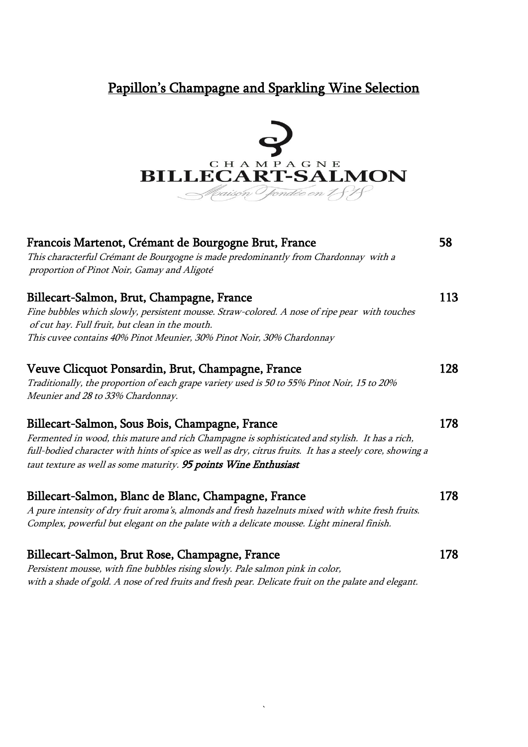# Papillon's Champagne and Sparkling Wine Selection

CHAMPAGNE
BILLECART-SALMON
Maison Fondée en 1818

## Francois Martenot, Crémant de Bourgogne Brut, France — 58

*This characterful Crémant de Bourgogne is made predominantly from Chardonnay with a proportion of Pinot Noir, Gamay and Aligoté*

## Billecart-Salmon, Brut, Champagne, France — 113

*Fine bubbles which slowly, persistent mousse. Straw-colored. A nose of ripe pear with touches of cut hay. Full fruit, but clean in the mouth.*
*This cuvee contains 40% Pinot Meunier, 30% Pinot Noir, 30% Chardonnay*

## Veuve Clicquot Ponsardin, Brut, Champagne, France — 128

*Traditionally, the proportion of each grape variety used is 50 to 55% Pinot Noir, 15 to 20% Meunier and 28 to 33% Chardonnay.*

## Billecart-Salmon, Sous Bois, Champagne, France — 178

*Fermented in wood, this mature and rich Champagne is sophisticated and stylish. It has a rich, full-bodied character with hints of spice as well as dry, citrus fruits. It has a steely core, showing a taut texture as well as some maturity.* ***95 points Wine Enthusiast***

## Billecart-Salmon, Blanc de Blanc, Champagne, France — 178

*A pure intensity of dry fruit aroma's, almonds and fresh hazelnuts mixed with white fresh fruits. Complex, powerful but elegant on the palate with a delicate mousse. Light mineral finish.*

## Billecart-Salmon, Brut Rose, Champagne, France — 178

*Persistent mousse, with fine bubbles rising slowly. Pale salmon pink in color, with a shade of gold. A nose of red fruits and fresh pear. Delicate fruit on the palate and elegant.*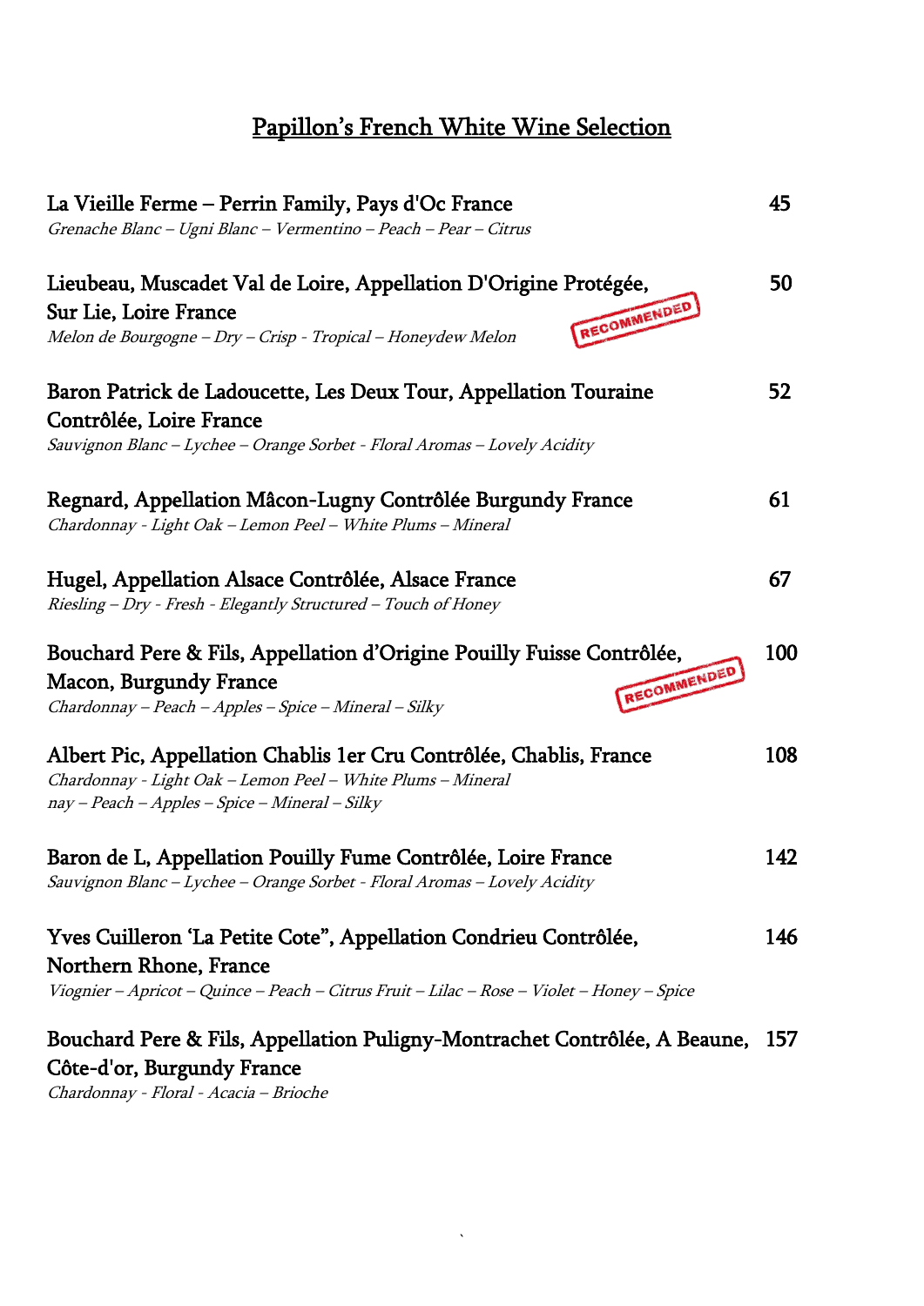# Papillon's French White Wine Selection

**La Vieille Ferme – Perrin Family, Pays d'Oc France** — 45
*Grenache Blanc – Ugni Blanc – Vermentino – Peach – Pear – Citrus*

**Lieubeau, Muscadet Val de Loire, Appellation D'Origine Protégée, Sur Lie, Loire France** — 50
RECOMMENDED
*Melon de Bourgogne – Dry – Crisp - Tropical – Honeydew Melon*

**Baron Patrick de Ladoucette, Les Deux Tour, Appellation Touraine Contrôlée, Loire France** — 52
*Sauvignon Blanc – Lychee – Orange Sorbet - Floral Aromas – Lovely Acidity*

**Regnard, Appellation Mâcon-Lugny Contrôlée Burgundy France** — 61
*Chardonnay - Light Oak – Lemon Peel – White Plums – Mineral*

**Hugel, Appellation Alsace Contrôlée, Alsace France** — 67
*Riesling – Dry - Fresh - Elegantly Structured – Touch of Honey*

**Bouchard Pere & Fils, Appellation d'Origine Pouilly Fuisse Contrôlée, Macon, Burgundy France** — 100
RECOMMENDED
*Chardonnay – Peach – Apples – Spice – Mineral – Silky*

**Albert Pic, Appellation Chablis 1er Cru Contrôlée, Chablis, France** — 108
*Chardonnay - Light Oak – Lemon Peel – White Plums – Mineral*
*nay – Peach – Apples – Spice – Mineral – Silky*

**Baron de L, Appellation Pouilly Fume Contrôlée, Loire France** — 142
*Sauvignon Blanc – Lychee – Orange Sorbet - Floral Aromas – Lovely Acidity*

**Yves Cuilleron 'La Petite Cote", Appellation Condrieu Contrôlée, Northern Rhone, France** — 146
*Viognier – Apricot – Quince – Peach – Citrus Fruit – Lilac – Rose – Violet – Honey – Spice*

**Bouchard Pere & Fils, Appellation Puligny-Montrachet Contrôlée, A Beaune, Côte-d'or, Burgundy France** — 157
*Chardonnay - Floral - Acacia – Brioche*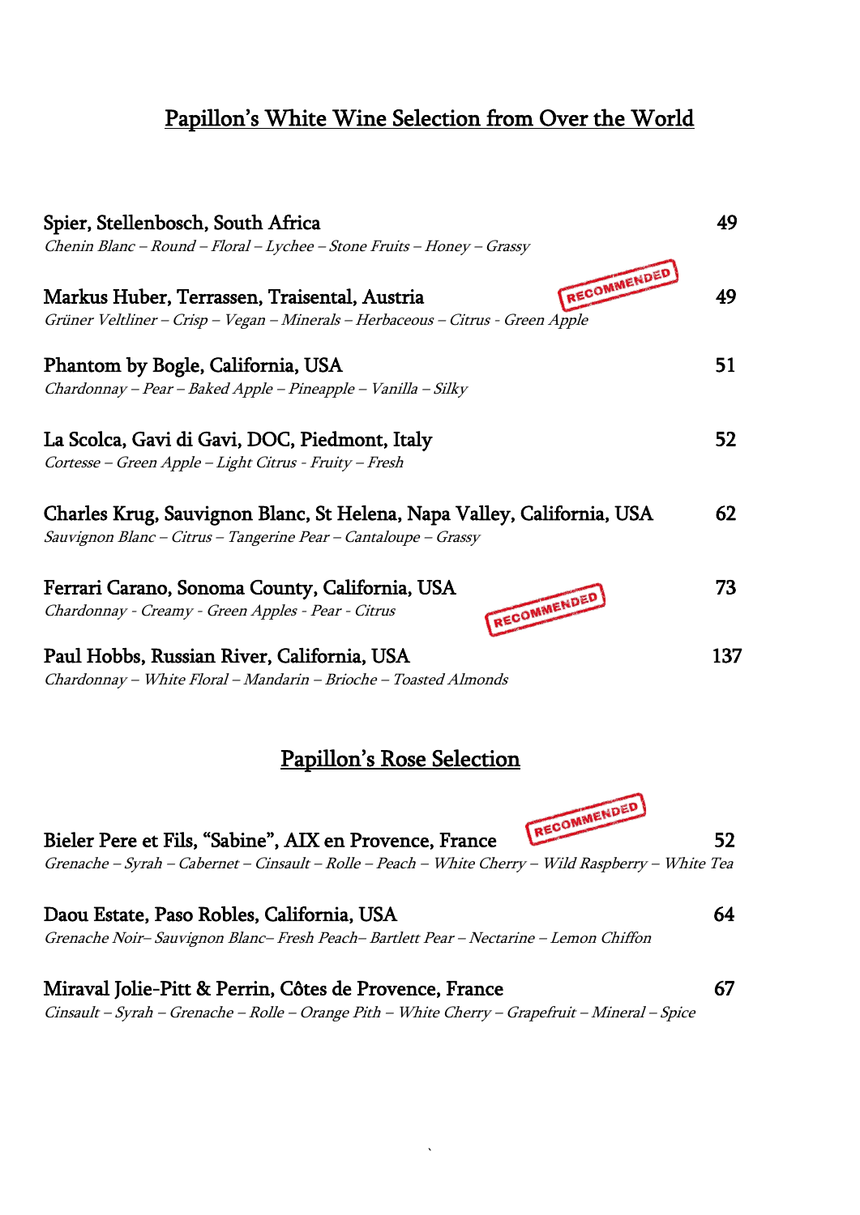## Papillon's White Wine Selection from Over the World

**Spier, Stellenbosch, South Africa** — 49
*Chenin Blanc – Round – Floral – Lychee – Stone Fruits – Honey – Grassy*

**Markus Huber, Terrassen, Traisental, Austria** RECOMMENDED — 49
*Grüner Veltliner – Crisp – Vegan – Minerals – Herbaceous – Citrus - Green Apple*

**Phantom by Bogle, California, USA** — 51
*Chardonnay – Pear – Baked Apple – Pineapple – Vanilla – Silky*

**La Scolca, Gavi di Gavi, DOC, Piedmont, Italy** — 52
*Cortesse – Green Apple – Light Citrus - Fruity – Fresh*

**Charles Krug, Sauvignon Blanc, St Helena, Napa Valley, California, USA** — 62
*Sauvignon Blanc – Citrus – Tangerine Pear – Cantaloupe – Grassy*

**Ferrari Carano, Sonoma County, California, USA** RECOMMENDED — 73
*Chardonnay - Creamy - Green Apples - Pear - Citrus*

**Paul Hobbs, Russian River, California, USA** — 137
*Chardonnay – White Floral – Mandarin – Brioche – Toasted Almonds*

## Papillon's Rose Selection

**Bieler Pere et Fils, "Sabine", AIX en Provence, France** RECOMMENDED — 52
*Grenache – Syrah – Cabernet – Cinsault – Rolle – Peach – White Cherry – Wild Raspberry – White Tea*

**Daou Estate, Paso Robles, California, USA** — 64
*Grenache Noir– Sauvignon Blanc– Fresh Peach– Bartlett Pear – Nectarine – Lemon Chiffon*

**Miraval Jolie-Pitt & Perrin, Côtes de Provence, France** — 67
*Cinsault – Syrah – Grenache – Rolle – Orange Pith – White Cherry – Grapefruit – Mineral – Spice*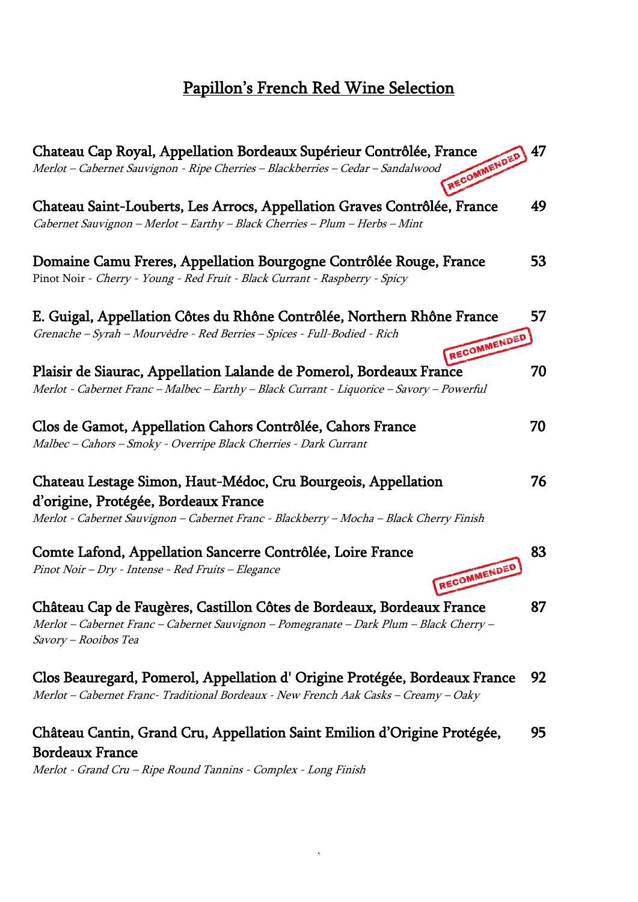## Papillon's French Red Wine Selection

**Chateau Cap Royal, Appellation Bordeaux Supérieur Contrôlée, France** — 47
*Merlot – Cabernet Sauvignon - Ripe Cherries – Blackberries – Cedar – Sandalwood*
RECOMMENDED

**Chateau Saint-Louberts, Les Arrocs, Appellation Graves Contrôlée, France** — 49
*Cabernet Sauvignon – Merlot – Earthy – Black Cherries – Plum – Herbs – Mint*

**Domaine Camu Freres, Appellation Bourgogne Contrôlée Rouge, France** — 53
Pinot Noir - *Cherry - Young - Red Fruit - Black Currant - Raspberry - Spicy*

**E. Guigal, Appellation Côtes du Rhône Contrôlée, Northern Rhône France** — 57
*Grenache – Syrah – Mourvèdre - Red Berries – Spices - Full-Bodied - Rich*
RECOMMENDED

**Plaisir de Siaurac, Appellation Lalande de Pomerol, Bordeaux France** — 70
*Merlot - Cabernet Franc – Malbec – Earthy – Black Currant - Liquorice – Savory – Powerful*

**Clos de Gamot, Appellation Cahors Contrôlée, Cahors France** — 70
*Malbec – Cahors – Smoky - Overripe Black Cherries - Dark Currant*

**Chateau Lestage Simon, Haut-Médoc, Cru Bourgeois, Appellation d'origine, Protégée, Bordeaux France** — 76
*Merlot - Cabernet Sauvignon – Cabernet Franc - Blackberry – Mocha – Black Cherry Finish*

**Comte Lafond, Appellation Sancerre Contrôlée, Loire France** — 83
*Pinot Noir – Dry - Intense - Red Fruits – Elegance*
RECOMMENDED

**Château Cap de Faugères, Castillon Côtes de Bordeaux, Bordeaux France** — 87
*Merlot – Cabernet Franc – Cabernet Sauvignon – Pomegranate – Dark Plum – Black Cherry – Savory – Rooibos Tea*

**Clos Beauregard, Pomerol, Appellation d' Origine Protégée, Bordeaux France** — 92
*Merlot – Cabernet Franc- Traditional Bordeaux - New French Aak Casks – Creamy – Oaky*

**Château Cantin, Grand Cru, Appellation Saint Emilion d'Origine Protégée, Bordeaux France** — 95
*Merlot - Grand Cru – Ripe Round Tannins - Complex - Long Finish*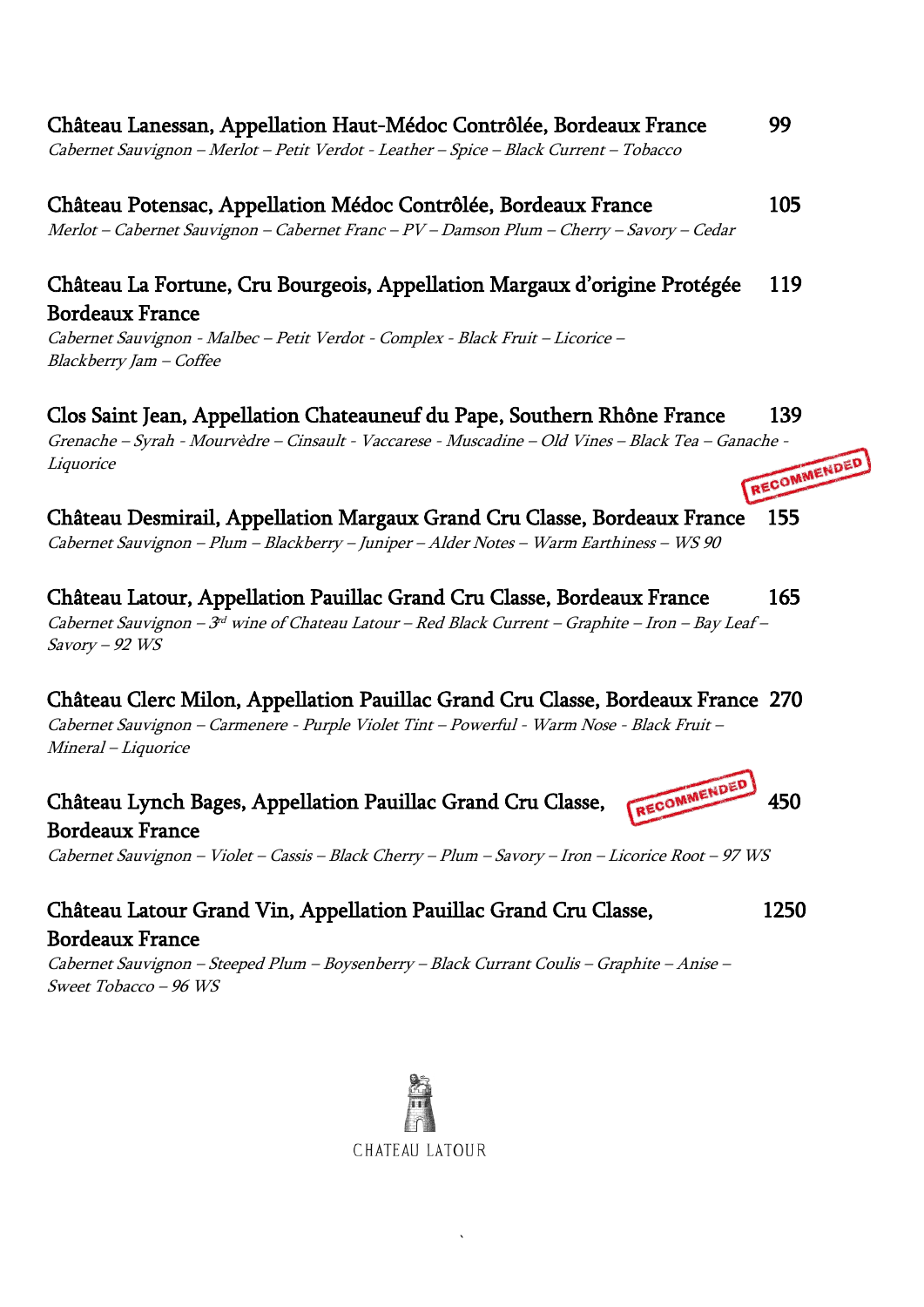**Château Lanessan, Appellation Haut-Médoc Contrôlée, Bordeaux France** 99

*Cabernet Sauvignon – Merlot – Petit Verdot - Leather – Spice – Black Current – Tobacco*

**Château Potensac, Appellation Médoc Contrôlée, Bordeaux France** 105

*Merlot – Cabernet Sauvignon – Cabernet Franc – PV – Damson Plum – Cherry – Savory – Cedar*

**Château La Fortune, Cru Bourgeois, Appellation Margaux d'origine Protégée Bordeaux France** 119

*Cabernet Sauvignon - Malbec – Petit Verdot - Complex - Black Fruit – Licorice – Blackberry Jam – Coffee*

**Clos Saint Jean, Appellation Chateauneuf du Pape, Southern Rhône France** 139

*Grenache – Syrah - Mourvèdre – Cinsault - Vaccarese - Muscadine – Old Vines – Black Tea – Ganache - Liquorice*

RECOMMENDED

**Château Desmirail, Appellation Margaux Grand Cru Classe, Bordeaux France** 155

*Cabernet Sauvignon – Plum – Blackberry – Juniper – Alder Notes – Warm Earthiness – WS 90*

**Château Latour, Appellation Pauillac Grand Cru Classe, Bordeaux France** 165

*Cabernet Sauvignon – 3rd wine of Chateau Latour – Red Black Current – Graphite – Iron – Bay Leaf – Savory – 92 WS*

**Château Clerc Milon, Appellation Pauillac Grand Cru Classe, Bordeaux France** 270

*Cabernet Sauvignon – Carmenere - Purple Violet Tint – Powerful - Warm Nose - Black Fruit – Mineral – Liquorice*

**Château Lynch Bages, Appellation Pauillac Grand Cru Classe, Bordeaux France** RECOMMENDED 450

*Cabernet Sauvignon – Violet – Cassis – Black Cherry – Plum – Savory – Iron – Licorice Root – 97 WS*

**Château Latour Grand Vin, Appellation Pauillac Grand Cru Classe, Bordeaux France** 1250

*Cabernet Sauvignon – Steeped Plum – Boysenberry – Black Currant Coulis – Graphite – Anise – Sweet Tobacco – 96 WS*

CHATEAU LATOUR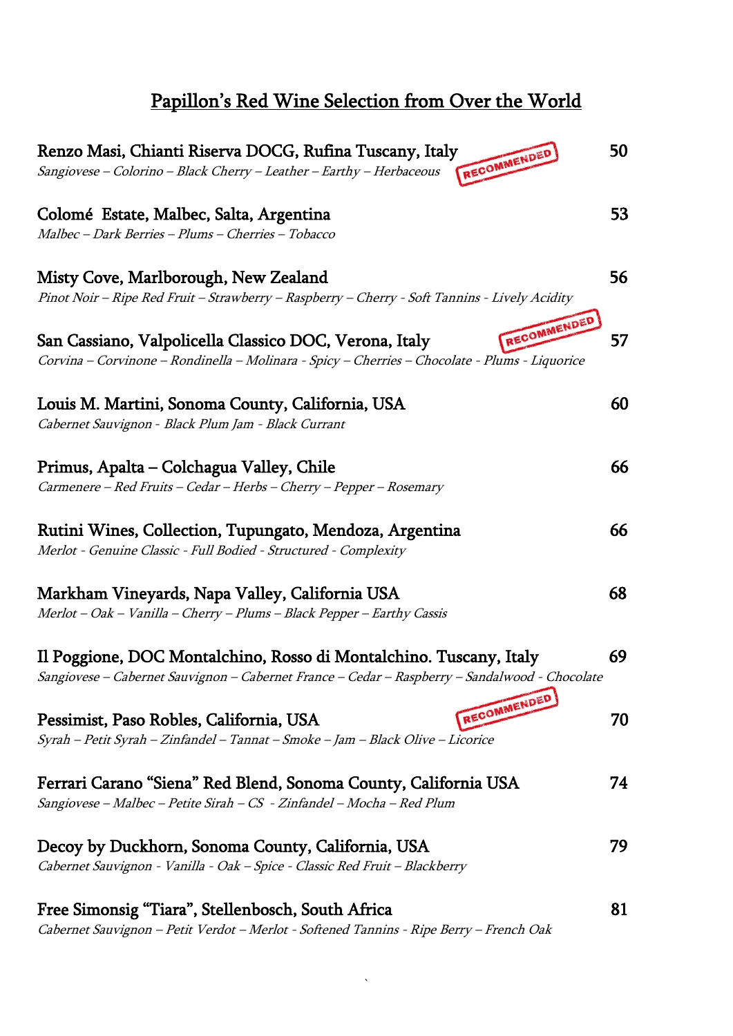# Papillon's Red Wine Selection from Over the World

**Renzo Masi, Chianti Riserva DOCG, Rufina Tuscany, Italy** RECOMMENDED — 50
*Sangiovese – Colorino – Black Cherry – Leather – Earthy – Herbaceous*

**Colomé Estate, Malbec, Salta, Argentina** — 53
*Malbec – Dark Berries – Plums – Cherries – Tobacco*

**Misty Cove, Marlborough, New Zealand** — 56
*Pinot Noir – Ripe Red Fruit – Strawberry – Raspberry – Cherry - Soft Tannins - Lively Acidity*

**San Cassiano, Valpolicella Classico DOC, Verona, Italy** RECOMMENDED — 57
*Corvina – Corvinone – Rondinella – Molinara - Spicy – Cherries – Chocolate - Plums - Liquorice*

**Louis M. Martini, Sonoma County, California, USA** — 60
*Cabernet Sauvignon - Black Plum Jam - Black Currant*

**Primus, Apalta – Colchagua Valley, Chile** — 66
*Carmenere – Red Fruits – Cedar – Herbs – Cherry – Pepper – Rosemary*

**Rutini Wines, Collection, Tupungato, Mendoza, Argentina** — 66
*Merlot - Genuine Classic - Full Bodied - Structured - Complexity*

**Markham Vineyards, Napa Valley, California USA** — 68
*Merlot – Oak – Vanilla – Cherry – Plums – Black Pepper – Earthy Cassis*

**Il Poggione, DOC Montalchino, Rosso di Montalchino. Tuscany, Italy** — 69
*Sangiovese – Cabernet Sauvignon – Cabernet France – Cedar – Raspberry – Sandalwood - Chocolate*

**Pessimist, Paso Robles, California, USA** RECOMMENDED — 70
*Syrah – Petit Syrah – Zinfandel – Tannat – Smoke – Jam – Black Olive – Licorice*

**Ferrari Carano "Siena" Red Blend, Sonoma County, California USA** — 74
*Sangiovese – Malbec – Petite Sirah – CS - Zinfandel – Mocha – Red Plum*

**Decoy by Duckhorn, Sonoma County, California, USA** — 79
*Cabernet Sauvignon - Vanilla - Oak – Spice - Classic Red Fruit – Blackberry*

**Free Simonsig "Tiara", Stellenbosch, South Africa** — 81
*Cabernet Sauvignon – Petit Verdot – Merlot - Softened Tannins - Ripe Berry – French Oak*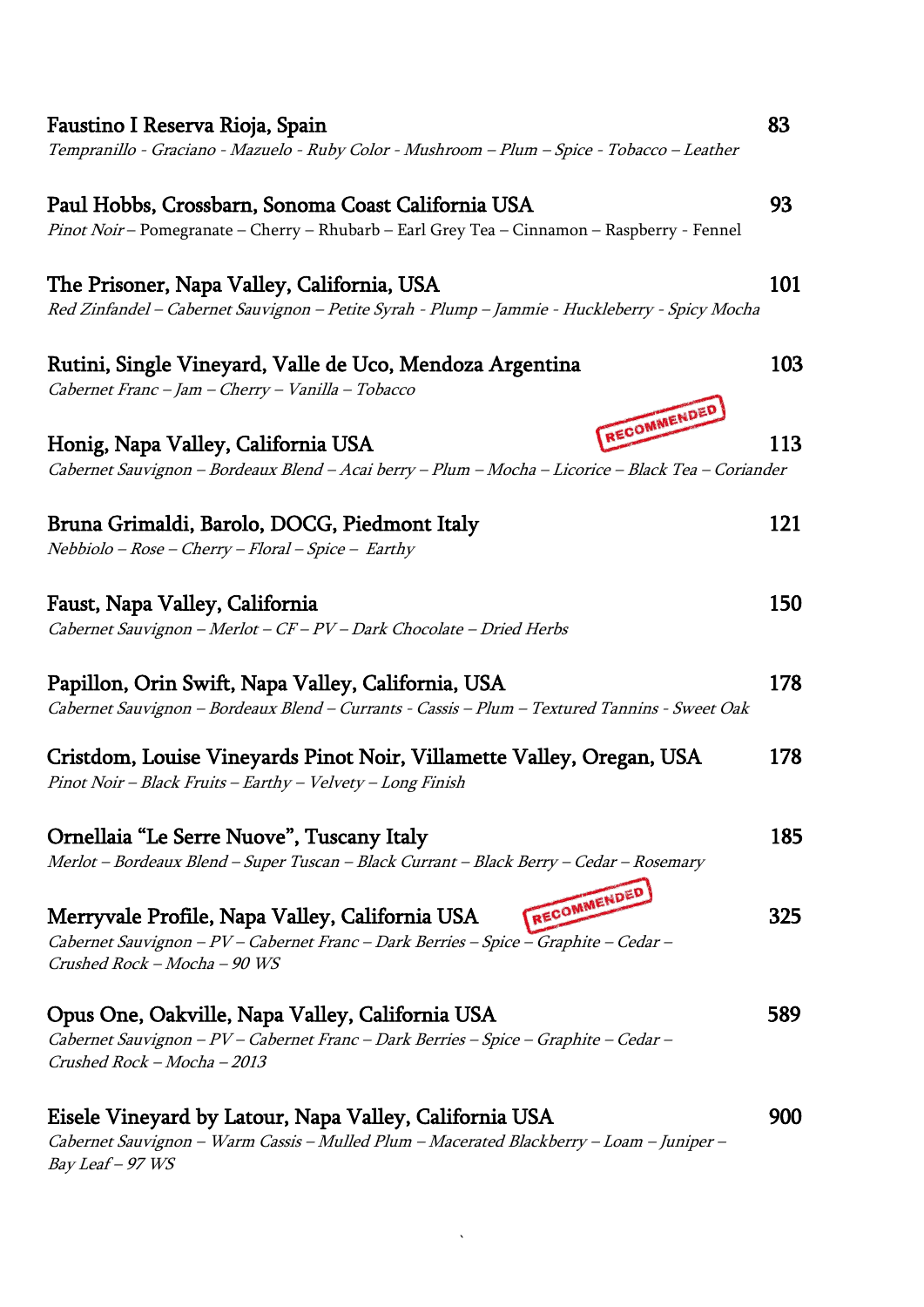Faustino I Reserva Rioja, Spain 83
*Tempranillo - Graciano - Mazuelo - Ruby Color - Mushroom – Plum – Spice - Tobacco – Leather*

Paul Hobbs, Crossbarn, Sonoma Coast California USA 93
*Pinot Noir* – Pomegranate – Cherry – Rhubarb – Earl Grey Tea – Cinnamon – Raspberry - Fennel

The Prisoner, Napa Valley, California, USA 101
*Red Zinfandel – Cabernet Sauvignon – Petite Syrah - Plump – Jammie - Huckleberry - Spicy Mocha*

Rutini, Single Vineyard, Valle de Uco, Mendoza Argentina 103
*Cabernet Franc – Jam – Cherry – Vanilla – Tobacco*

Honig, Napa Valley, California USA RECOMMENDED 113
*Cabernet Sauvignon – Bordeaux Blend – Acai berry – Plum – Mocha – Licorice – Black Tea – Coriander*

Bruna Grimaldi, Barolo, DOCG, Piedmont Italy 121
*Nebbiolo – Rose – Cherry – Floral – Spice – Earthy*

Faust, Napa Valley, California 150
*Cabernet Sauvignon – Merlot – CF – PV – Dark Chocolate – Dried Herbs*

Papillon, Orin Swift, Napa Valley, California, USA 178
*Cabernet Sauvignon – Bordeaux Blend – Currants - Cassis – Plum – Textured Tannins - Sweet Oak*

Cristdom, Louise Vineyards Pinot Noir, Villamette Valley, Oregan, USA 178
*Pinot Noir – Black Fruits – Earthy – Velvety – Long Finish*

Ornellaia "Le Serre Nuove", Tuscany Italy 185
*Merlot – Bordeaux Blend – Super Tuscan – Black Currant – Black Berry – Cedar – Rosemary*

Merryvale Profile, Napa Valley, California USA RECOMMENDED 325
*Cabernet Sauvignon – PV – Cabernet Franc – Dark Berries – Spice – Graphite – Cedar – Crushed Rock – Mocha – 90 WS*

Opus One, Oakville, Napa Valley, California USA 589
*Cabernet Sauvignon – PV – Cabernet Franc – Dark Berries – Spice – Graphite – Cedar – Crushed Rock – Mocha – 2013*

Eisele Vineyard by Latour, Napa Valley, California USA 900
*Cabernet Sauvignon – Warm Cassis – Mulled Plum – Macerated Blackberry – Loam – Juniper – Bay Leaf – 97 WS*